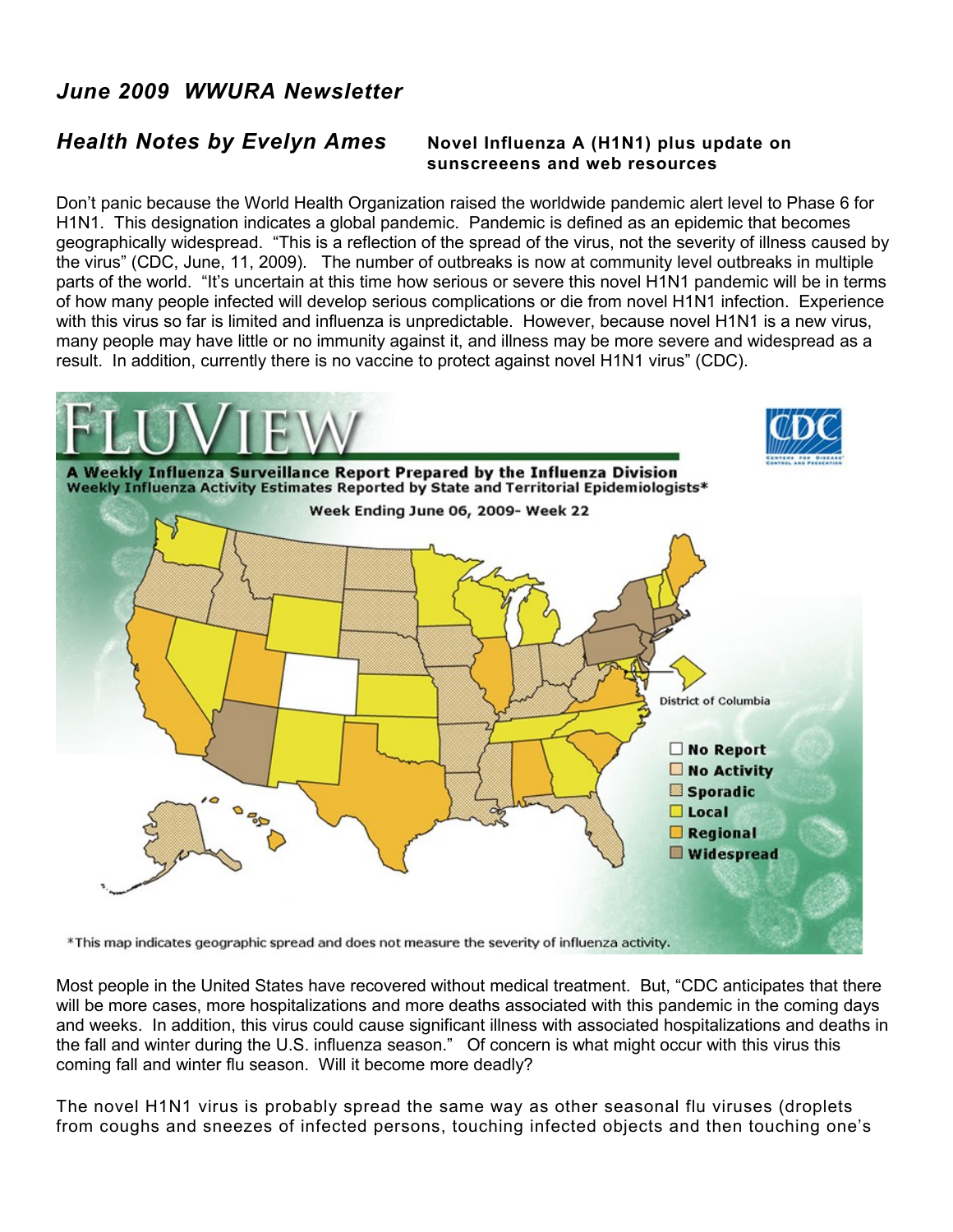# *June 2009 WWURA Newsletter*

## *Health Notes by Evelyn Ames*

**Novel Influenza A (H1N1) plus update on sunscreeens and web resources**

Don't panic because the World Health Organization raised the worldwide pandemic alert level to Phase 6 for H1N1. This designation indicates a global pandemic. Pandemic is defined as an epidemic that becomes geographically widespread. "This is a reflection of the spread of the virus, not the severity of illness caused by the virus" (CDC, June, 11, 2009). The number of outbreaks is now at community level outbreaks in multiple parts of the world. "It's uncertain at this time how serious or severe this novel H1N1 pandemic will be in terms of how many people infected will develop serious complications or die from novel H1N1 infection. Experience with this virus so far is limited and influenza is unpredictable. However, because novel H1N1 is a new virus, many people may have little or no immunity against it, and illness may be more severe and widespread as a result. In addition, currently there is no vaccine to protect against novel H1N1 virus" (CDC).

FLUVIEW

A Weekly Influenza Surveillance Report Prepared by the Influenza Division
Weekly Influenza Activity Estimates Reported by State and Territorial Epidemiologists*

Week Ending June 06, 2009- Week 22

District of Columbia

- No Report
- No Activity
- Sporadic
- Local
- Regional
- Widespread

*This map indicates geographic spread and does not measure the severity of influenza activity.

Most people in the United States have recovered without medical treatment. But, "CDC anticipates that there will be more cases, more hospitalizations and more deaths associated with this pandemic in the coming days and weeks. In addition, this virus could cause significant illness with associated hospitalizations and deaths in the fall and winter during the U.S. influenza season." Of concern is what might occur with this virus this coming fall and winter flu season. Will it become more deadly?

The novel H1N1 virus is probably spread the same way as other seasonal flu viruses (droplets from coughs and sneezes of infected persons, touching infected objects and then touching one's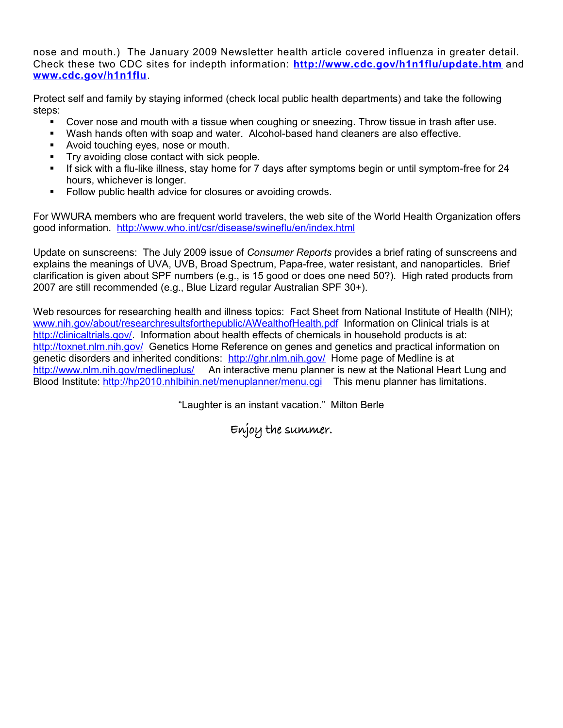nose and mouth.) The January 2009 Newsletter health article covered influenza in greater detail. Check these two CDC sites for indepth information: **http://www.cdc.gov/h1n1flu/update.htm** and **www.cdc.gov/h1n1flu**.

Protect self and family by staying informed (check local public health departments) and take the following steps:

- Cover nose and mouth with a tissue when coughing or sneezing. Throw tissue in trash after use.
- Wash hands often with soap and water. Alcohol-based hand cleaners are also effective.
- Avoid touching eyes, nose or mouth.
- Try avoiding close contact with sick people.
- If sick with a flu-like illness, stay home for 7 days after symptoms begin or until symptom-free for 24 hours, whichever is longer.
- Follow public health advice for closures or avoiding crowds.

For WWURA members who are frequent world travelers, the web site of the World Health Organization offers good information. http://www.who.int/csr/disease/swineflu/en/index.html

Update on sunscreens: The July 2009 issue of *Consumer Reports* provides a brief rating of sunscreens and explains the meanings of UVA, UVB, Broad Spectrum, Papa-free, water resistant, and nanoparticles. Brief clarification is given about SPF numbers (e.g., is 15 good or does one need 50?). High rated products from 2007 are still recommended (e.g., Blue Lizard regular Australian SPF 30+).

Web resources for researching health and illness topics: Fact Sheet from National Institute of Health (NIH); www.nih.gov/about/researchresultsforthepublic/AWealthofHealth.pdf Information on Clinical trials is at http://clinicaltrials.gov/. Information about health effects of chemicals in household products is at: http://toxnet.nlm.nih.gov/ Genetics Home Reference on genes and genetics and practical information on genetic disorders and inherited conditions: http://ghr.nlm.nih.gov/ Home page of Medline is at http://www.nlm.nih.gov/medlineplus/ An interactive menu planner is new at the National Heart Lung and Blood Institute: http://hp2010.nhlbihin.net/menuplanner/menu.cgi This menu planner has limitations.

"Laughter is an instant vacation." Milton Berle

Enjoy the summer.